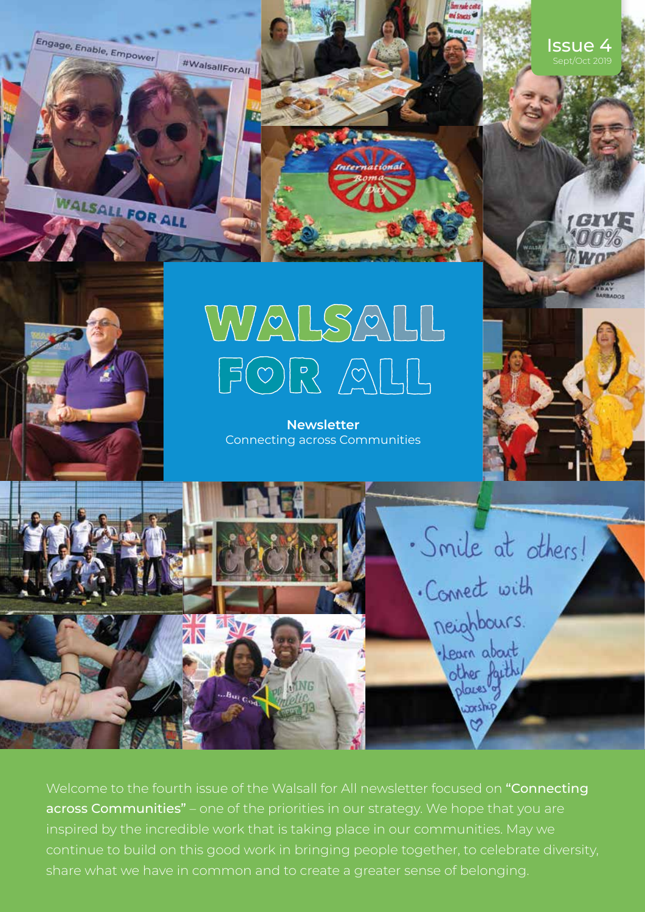Issue 4
Sept/Oct 2019

# WALSALL FOR ALL

**Newsletter**
Connecting across Communities

Welcome to the fourth issue of the Walsall for All newsletter focused on **"Connecting across Communities"** – one of the priorities in our strategy. We hope that you are inspired by the incredible work that is taking place in our communities. May we continue to build on this good work in bringing people together, to celebrate diversity, share what we have in common and to create a greater sense of belonging.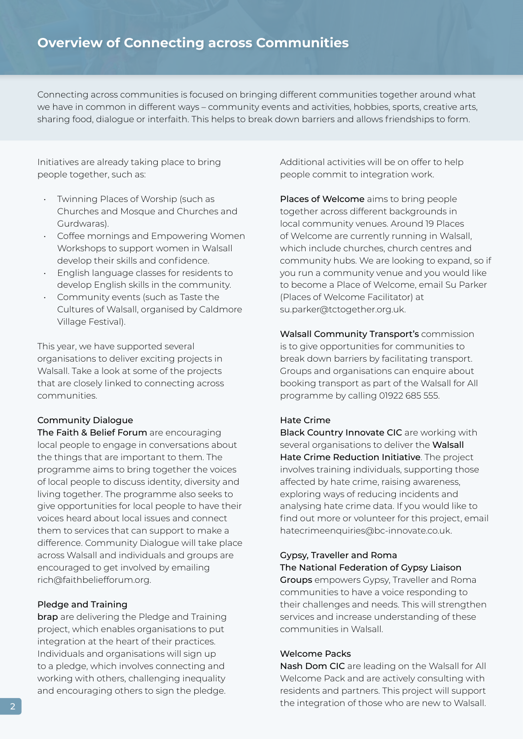## Overview of Connecting across Communities

Connecting across communities is focused on bringing different communities together around what we have in common in different ways – community events and activities, hobbies, sports, creative arts, sharing food, dialogue or interfaith. This helps to break down barriers and allows friendships to form.

Initiatives are already taking place to bring people together, such as:

- Twinning Places of Worship (such as Churches and Mosque and Churches and Gurdwaras).
- Coffee mornings and Empowering Women Workshops to support women in Walsall develop their skills and confidence.
- English language classes for residents to develop English skills in the community.
- Community events (such as Taste the Cultures of Walsall, organised by Caldmore Village Festival).

This year, we have supported several organisations to deliver exciting projects in Walsall. Take a look at some of the projects that are closely linked to connecting across communities.

### Community Dialogue

**The Faith & Belief Forum** are encouraging local people to engage in conversations about the things that are important to them. The programme aims to bring together the voices of local people to discuss identity, diversity and living together. The programme also seeks to give opportunities for local people to have their voices heard about local issues and connect them to services that can support to make a difference. Community Dialogue will take place across Walsall and individuals and groups are encouraged to get involved by emailing rich@faithbeliefforum.org.

### Pledge and Training

**brap** are delivering the Pledge and Training project, which enables organisations to put integration at the heart of their practices. Individuals and organisations will sign up to a pledge, which involves connecting and working with others, challenging inequality and encouraging others to sign the pledge. Additional activities will be on offer to help people commit to integration work.

**Places of Welcome** aims to bring people together across different backgrounds in local community venues. Around 19 Places of Welcome are currently running in Walsall, which include churches, church centres and community hubs. We are looking to expand, so if you run a community venue and you would like to become a Place of Welcome, email Su Parker (Places of Welcome Facilitator) at su.parker@tctogether.org.uk.

**Walsall Community Transport's** commission is to give opportunities for communities to break down barriers by facilitating transport. Groups and organisations can enquire about booking transport as part of the Walsall for All programme by calling 01922 685 555.

### Hate Crime

**Black Country Innovate CIC** are working with several organisations to deliver the **Walsall Hate Crime Reduction Initiative**. The project involves training individuals, supporting those affected by hate crime, raising awareness, exploring ways of reducing incidents and analysing hate crime data. If you would like to find out more or volunteer for this project, email hatecrimeenquiries@bc-innovate.co.uk.

### Gypsy, Traveller and Roma

**The National Federation of Gypsy Liaison Groups** empowers Gypsy, Traveller and Roma communities to have a voice responding to their challenges and needs. This will strengthen services and increase understanding of these communities in Walsall.

### Welcome Packs

**Nash Dom CIC** are leading on the Walsall for All Welcome Pack and are actively consulting with residents and partners. This project will support the integration of those who are new to Walsall.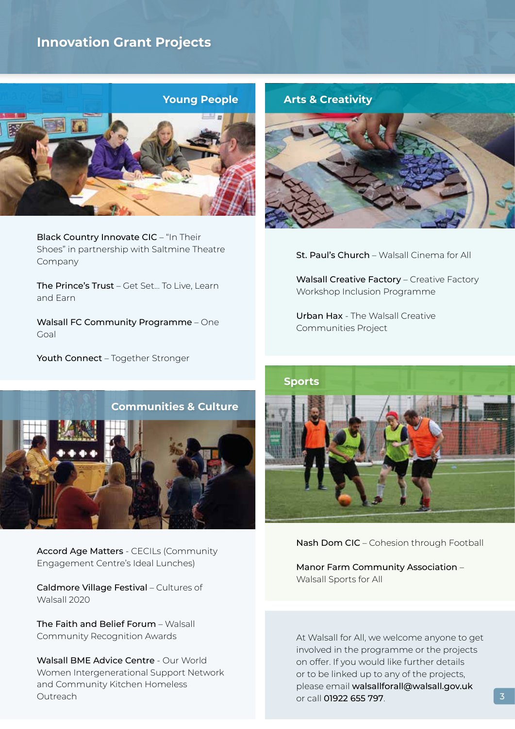# Innovation Grant Projects

## Young People

**Black Country Innovate CIC** – "In Their Shoes" in partnership with Saltmine Theatre Company

**The Prince's Trust** – Get Set... To Live, Learn and Earn

**Walsall FC Community Programme** – One Goal

**Youth Connect** – Together Stronger

## Communities & Culture

**Accord Age Matters** - CECILs (Community Engagement Centre's Ideal Lunches)

**Caldmore Village Festival** – Cultures of Walsall 2020

**The Faith and Belief Forum** – Walsall Community Recognition Awards

**Walsall BME Advice Centre** - Our World Women Intergenerational Support Network and Community Kitchen Homeless Outreach

## Arts & Creativity

**St. Paul's Church** – Walsall Cinema for All

**Walsall Creative Factory** – Creative Factory Workshop Inclusion Programme

**Urban Hax** - The Walsall Creative Communities Project

## Sports

**Nash Dom CIC** – Cohesion through Football

**Manor Farm Community Association** – Walsall Sports for All

At Walsall for All, we welcome anyone to get involved in the programme or the projects on offer. If you would like further details or to be linked up to any of the projects, please email **walsallforall@walsall.gov.uk** or call **01922 655 797**.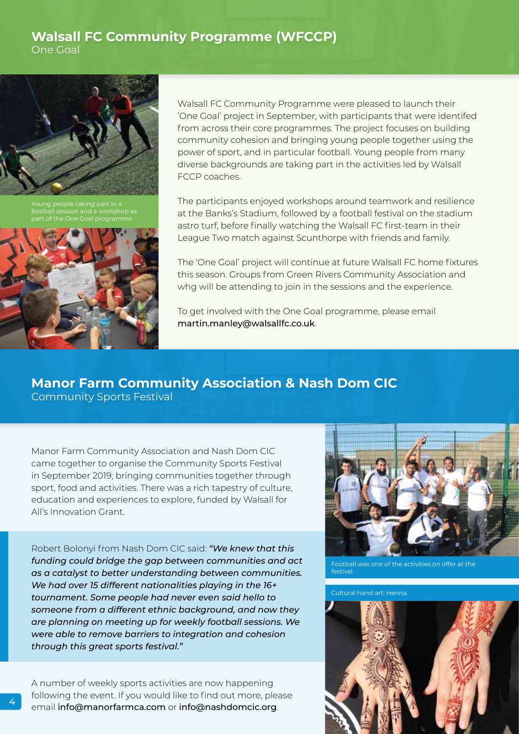## Walsall FC Community Programme (WFCCP)

One Goal

Young people taking part in a football session and a workshop as part of the One Goal programme.

Walsall FC Community Programme were pleased to launch their 'One Goal' project in September, with participants that were identifed from across their core programmes. The project focuses on building community cohesion and bringing young people together using the power of sport, and in particular football. Young people from many diverse backgrounds are taking part in the activities led by Walsall FCCP coaches.

The participants enjoyed workshops around teamwork and resilience at the Banks's Stadium, followed by a football festival on the stadium astro turf, before finally watching the Walsall FC first-team in their League Two match against Scunthorpe with friends and family.

The 'One Goal' project will continue at future Walsall FC home fixtures this season. Groups from Green Rivers Community Association and whg will be attending to join in the sessions and the experience.

To get involved with the One Goal programme, please email **martin.manley@walsallfc.co.uk**.

## Manor Farm Community Association & Nash Dom CIC

Community Sports Festival

Manor Farm Community Association and Nash Dom CIC came together to organise the Community Sports Festival in September 2019; bringing communities together through sport, food and activities. There was a rich tapestry of culture, education and experiences to explore, funded by Walsall for All's Innovation Grant.

Robert Bolonyi from Nash Dom CIC said: ***"We knew that this funding could bridge the gap between communities and act as a catalyst to better understanding between communities. We had over 15 different nationalities playing in the 16+ tournament. Some people had never even said hello to someone from a different ethnic background, and now they are planning on meeting up for weekly football sessions. We were able to remove barriers to integration and cohesion through this great sports festival."***

A number of weekly sports activities are now happening following the event. If you would like to find out more, please email **info@manorfarmca.com** or **info@nashdomcic.org**.

Football was one of the activities on offer at the festival.

Cultural hand art: Henna.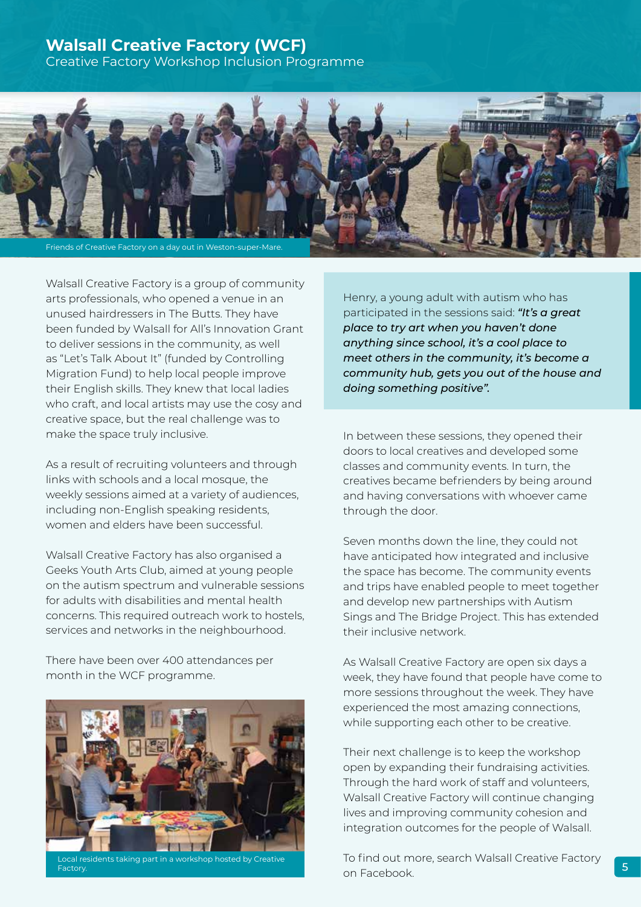## Walsall Creative Factory (WCF)

Creative Factory Workshop Inclusion Programme

Friends of Creative Factory on a day out in Weston-super-Mare.

Walsall Creative Factory is a group of community arts professionals, who opened a venue in an unused hairdressers in The Butts. They have been funded by Walsall for All's Innovation Grant to deliver sessions in the community, as well as "Let's Talk About It" (funded by Controlling Migration Fund) to help local people improve their English skills. They knew that local ladies who craft, and local artists may use the cosy and creative space, but the real challenge was to make the space truly inclusive.

As a result of recruiting volunteers and through links with schools and a local mosque, the weekly sessions aimed at a variety of audiences, including non-English speaking residents, women and elders have been successful.

Walsall Creative Factory has also organised a Geeks Youth Arts Club, aimed at young people on the autism spectrum and vulnerable sessions for adults with disabilities and mental health concerns. This required outreach work to hostels, services and networks in the neighbourhood.

There have been over 400 attendances per month in the WCF programme.

Local residents taking part in a workshop hosted by Creative Factory.

Henry, a young adult with autism who has participated in the sessions said: ***"It's a great place to try art when you haven't done anything since school, it's a cool place to meet others in the community, it's become a community hub, gets you out of the house and doing something positive".***

In between these sessions, they opened their doors to local creatives and developed some classes and community events. In turn, the creatives became befrienders by being around and having conversations with whoever came through the door.

Seven months down the line, they could not have anticipated how integrated and inclusive the space has become. The community events and trips have enabled people to meet together and develop new partnerships with Autism Sings and The Bridge Project. This has extended their inclusive network.

As Walsall Creative Factory are open six days a week, they have found that people have come to more sessions throughout the week. They have experienced the most amazing connections, while supporting each other to be creative.

Their next challenge is to keep the workshop open by expanding their fundraising activities. Through the hard work of staff and volunteers, Walsall Creative Factory will continue changing lives and improving community cohesion and integration outcomes for the people of Walsall.

To find out more, search Walsall Creative Factory on Facebook.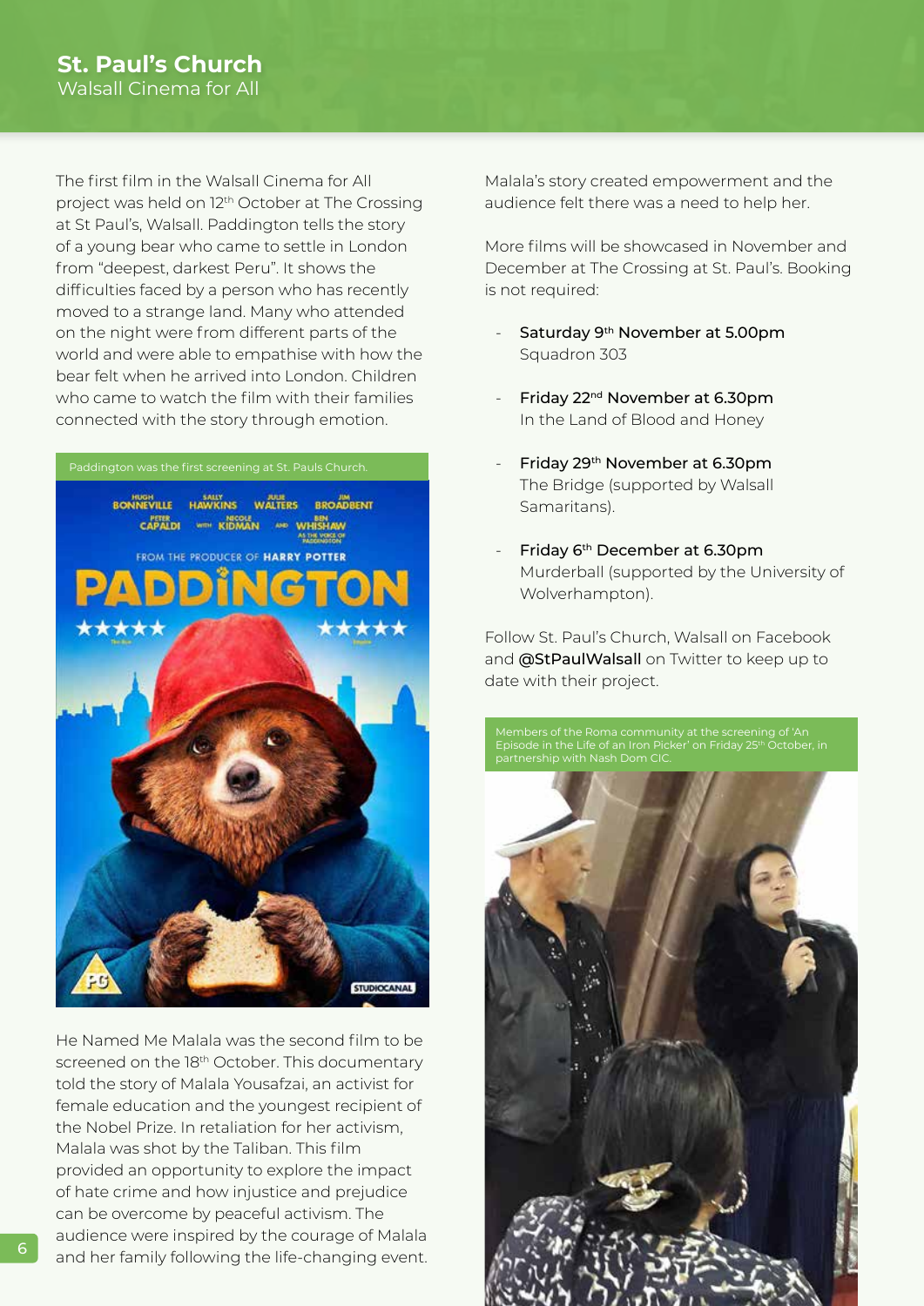## St. Paul's Church

### Walsall Cinema for All

The first film in the Walsall Cinema for All project was held on 12th October at The Crossing at St Paul's, Walsall. Paddington tells the story of a young bear who came to settle in London from "deepest, darkest Peru". It shows the difficulties faced by a person who has recently moved to a strange land. Many who attended on the night were from different parts of the world and were able to empathise with how the bear felt when he arrived into London. Children who came to watch the film with their families connected with the story through emotion.

Paddington was the first screening at St. Pauls Church.

He Named Me Malala was the second film to be screened on the 18th October. This documentary told the story of Malala Yousafzai, an activist for female education and the youngest recipient of the Nobel Prize. In retaliation for her activism, Malala was shot by the Taliban. This film provided an opportunity to explore the impact of hate crime and how injustice and prejudice can be overcome by peaceful activism. The audience were inspired by the courage of Malala and her family following the life-changing event. Malala's story created empowerment and the audience felt there was a need to help her.

More films will be showcased in November and December at The Crossing at St. Paul's. Booking is not required:

- **Saturday 9th November at 5.00pm**
  Squadron 303
- **Friday 22nd November at 6.30pm**
  In the Land of Blood and Honey
- **Friday 29th November at 6.30pm**
  The Bridge (supported by Walsall Samaritans).
- **Friday 6th December at 6.30pm**
  Murderball (supported by the University of Wolverhampton).

Follow St. Paul's Church, Walsall on Facebook and **@StPaulWalsall** on Twitter to keep up to date with their project.

Members of the Roma community at the screening of 'An Episode in the Life of an Iron Picker' on Friday 25th October, in partnership with Nash Dom CIC.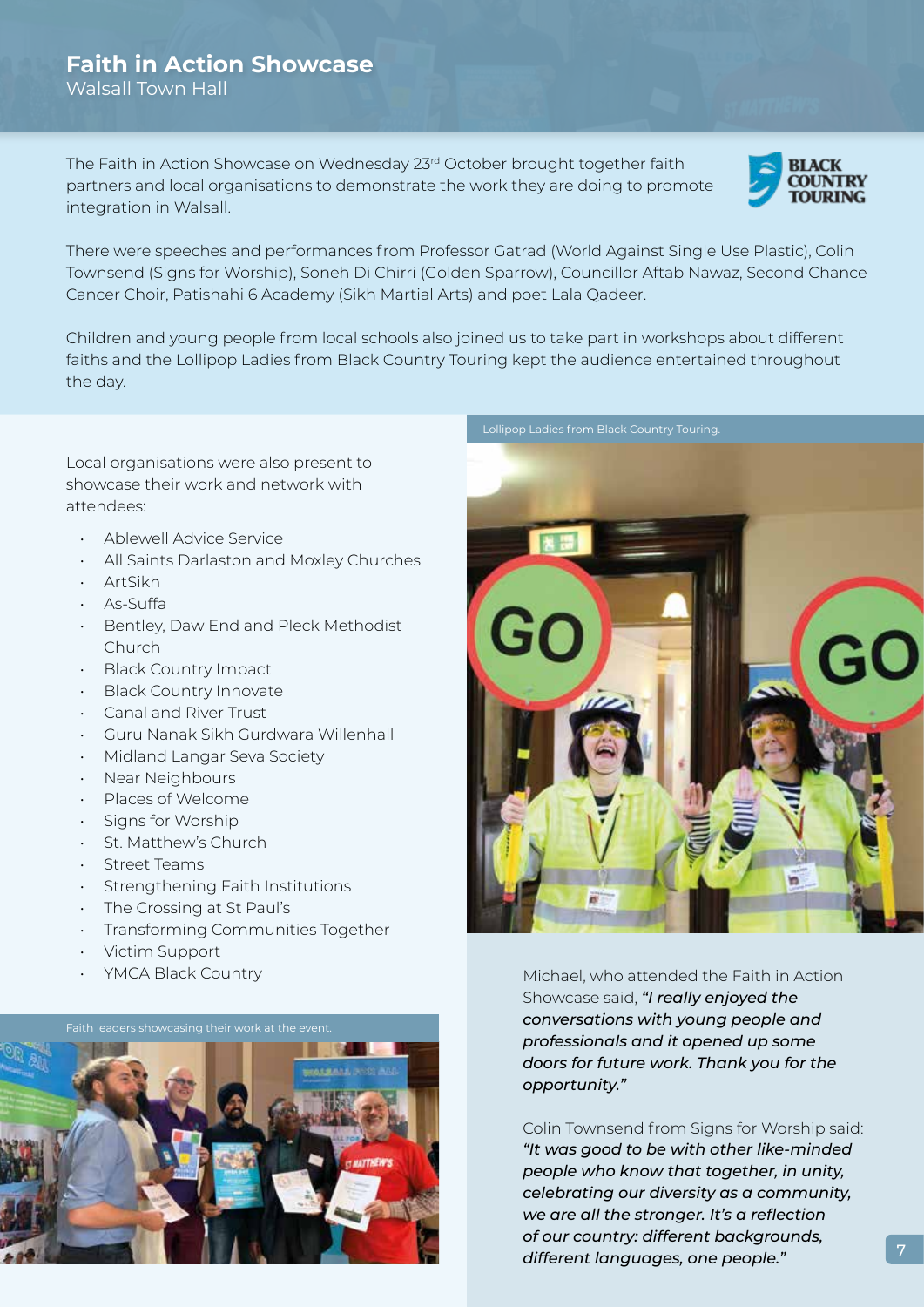# Faith in Action Showcase

Walsall Town Hall

The Faith in Action Showcase on Wednesday 23rd October brought together faith partners and local organisations to demonstrate the work they are doing to promote integration in Walsall.

There were speeches and performances from Professor Gatrad (World Against Single Use Plastic), Colin Townsend (Signs for Worship), Soneh Di Chirri (Golden Sparrow), Councillor Aftab Nawaz, Second Chance Cancer Choir, Patishahi 6 Academy (Sikh Martial Arts) and poet Lala Qadeer.

Children and young people from local schools also joined us to take part in workshops about different faiths and the Lollipop Ladies from Black Country Touring kept the audience entertained throughout the day.

Local organisations were also present to showcase their work and network with attendees:

- Ablewell Advice Service
- All Saints Darlaston and Moxley Churches
- ArtSikh
- As-Suffa
- Bentley, Daw End and Pleck Methodist Church
- Black Country Impact
- Black Country Innovate
- Canal and River Trust
- Guru Nanak Sikh Gurdwara Willenhall
- Midland Langar Seva Society
- Near Neighbours
- Places of Welcome
- Signs for Worship
- St. Matthew's Church
- Street Teams
- Strengthening Faith Institutions
- The Crossing at St Paul's
- Transforming Communities Together
- Victim Support
- YMCA Black Country

Faith leaders showcasing their work at the event.

Lollipop Ladies from Black Country Touring.

Michael, who attended the Faith in Action Showcase said, ***"I really enjoyed the conversations with young people and professionals and it opened up some doors for future work. Thank you for the opportunity."***

Colin Townsend from Signs for Worship said: ***"It was good to be with other like-minded people who know that together, in unity, celebrating our diversity as a community, we are all the stronger. It's a reflection of our country: different backgrounds, different languages, one people."***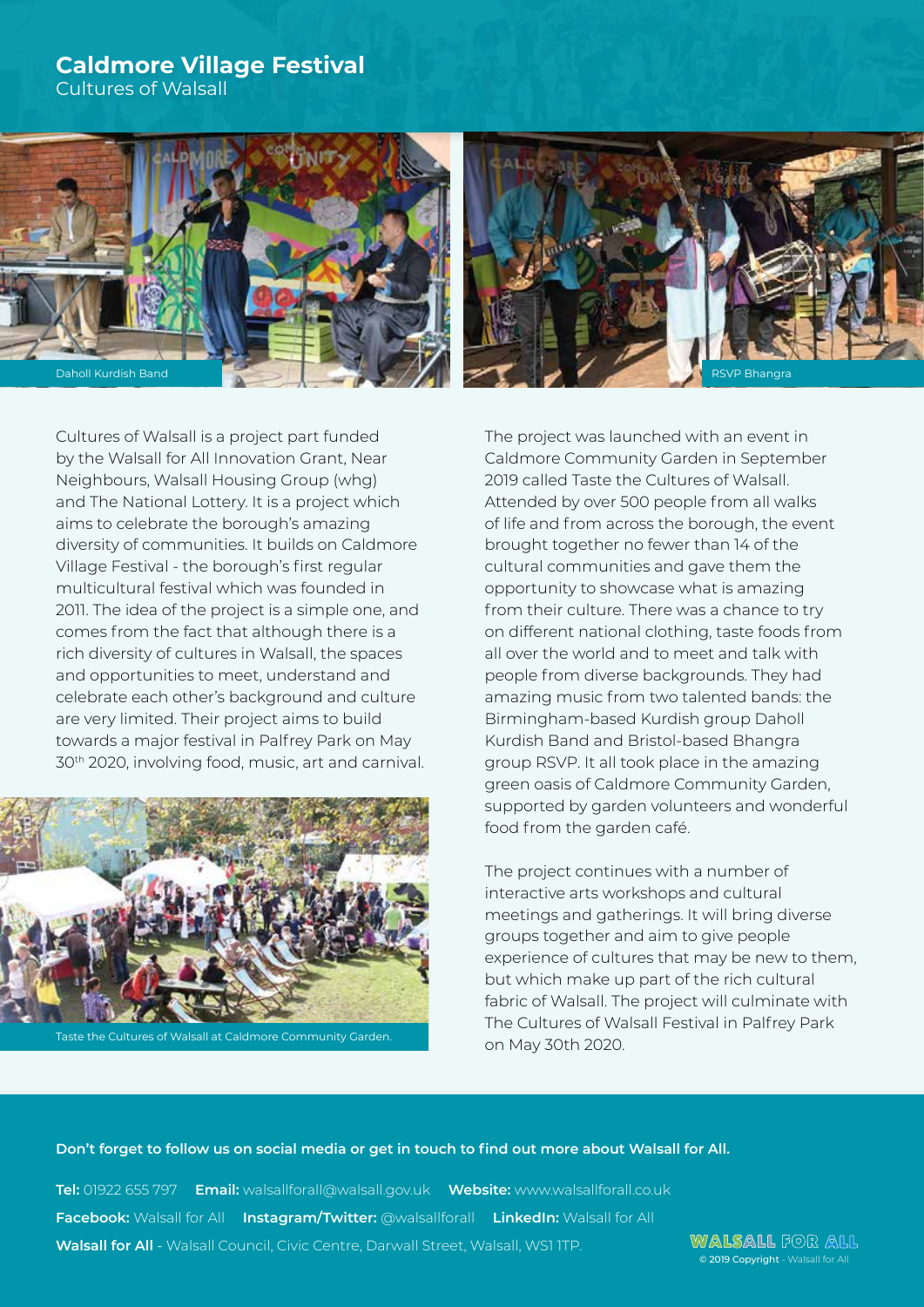# Caldmore Village Festival

Cultures of Walsall

Daholl Kurdish Band

RSVP Bhangra

Cultures of Walsall is a project part funded by the Walsall for All Innovation Grant, Near Neighbours, Walsall Housing Group (whg) and The National Lottery. It is a project which aims to celebrate the borough's amazing diversity of communities. It builds on Caldmore Village Festival - the borough's first regular multicultural festival which was founded in 2011. The idea of the project is a simple one, and comes from the fact that although there is a rich diversity of cultures in Walsall, the spaces and opportunities to meet, understand and celebrate each other's background and culture are very limited. Their project aims to build towards a major festival in Palfrey Park on May 30th 2020, involving food, music, art and carnival.

Taste the Cultures of Walsall at Caldmore Community Garden.

The project was launched with an event in Caldmore Community Garden in September 2019 called Taste the Cultures of Walsall. Attended by over 500 people from all walks of life and from across the borough, the event brought together no fewer than 14 of the cultural communities and gave them the opportunity to showcase what is amazing from their culture. There was a chance to try on different national clothing, taste foods from all over the world and to meet and talk with people from diverse backgrounds. They had amazing music from two talented bands: the Birmingham-based Kurdish group Daholl Kurdish Band and Bristol-based Bhangra group RSVP. It all took place in the amazing green oasis of Caldmore Community Garden, supported by garden volunteers and wonderful food from the garden café.

The project continues with a number of interactive arts workshops and cultural meetings and gatherings. It will bring diverse groups together and aim to give people experience of cultures that may be new to them, but which make up part of the rich cultural fabric of Walsall. The project will culminate with The Cultures of Walsall Festival in Palfrey Park on May 30th 2020.

**Don't forget to follow us on social media or get in touch to find out more about Walsall for All.**

**Tel:** 01922 655 797 **Email:** walsallforall@walsall.gov.uk **Website:** www.walsallforall.co.uk

**Facebook:** Walsall for All **Instagram/Twitter:** @walsallforall **LinkedIn:** Walsall for All

**Walsall for All** - Walsall Council, Civic Centre, Darwall Street, Walsall, WS1 1TP.

WALSALL FOR ALL

**© 2019 Copyright** - Walsall for All